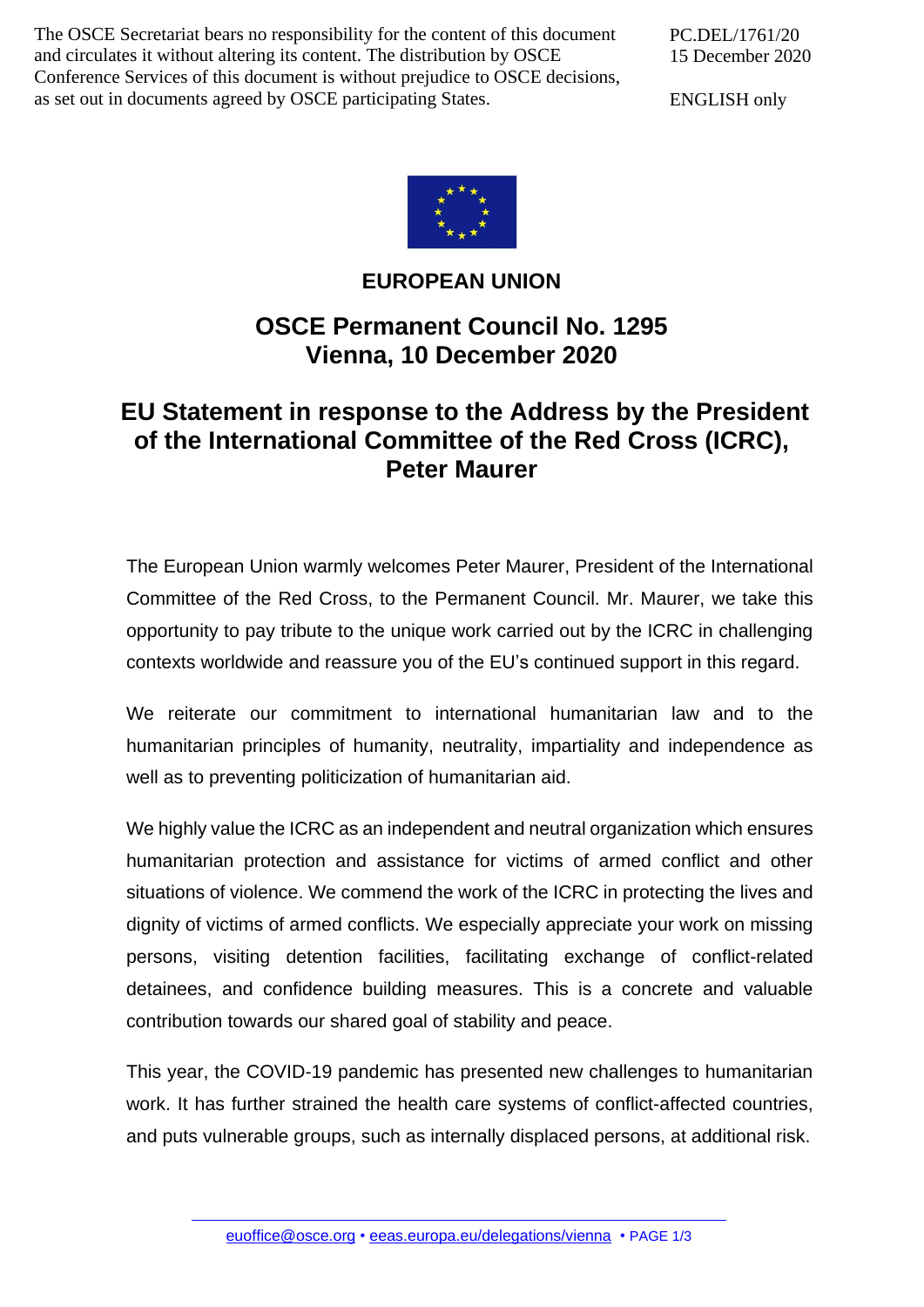The OSCE Secretariat bears no responsibility for the content of this document and circulates it without altering its content. The distribution by OSCE Conference Services of this document is without prejudice to OSCE decisions, as set out in documents agreed by OSCE participating States.

PC.DEL/1761/20
15 December 2020

ENGLISH only

# EUROPEAN UNION

## OSCE Permanent Council No. 1295
## Vienna, 10 December 2020

## EU Statement in response to the Address by the President of the International Committee of the Red Cross (ICRC), Peter Maurer

The European Union warmly welcomes Peter Maurer, President of the International Committee of the Red Cross, to the Permanent Council. Mr. Maurer, we take this opportunity to pay tribute to the unique work carried out by the ICRC in challenging contexts worldwide and reassure you of the EU's continued support in this regard.

We reiterate our commitment to international humanitarian law and to the humanitarian principles of humanity, neutrality, impartiality and independence as well as to preventing politicization of humanitarian aid.

We highly value the ICRC as an independent and neutral organization which ensures humanitarian protection and assistance for victims of armed conflict and other situations of violence. We commend the work of the ICRC in protecting the lives and dignity of victims of armed conflicts. We especially appreciate your work on missing persons, visiting detention facilities, facilitating exchange of conflict-related detainees, and confidence building measures. This is a concrete and valuable contribution towards our shared goal of stability and peace.

This year, the COVID-19 pandemic has presented new challenges to humanitarian work. It has further strained the health care systems of conflict-affected countries, and puts vulnerable groups, such as internally displaced persons, at additional risk.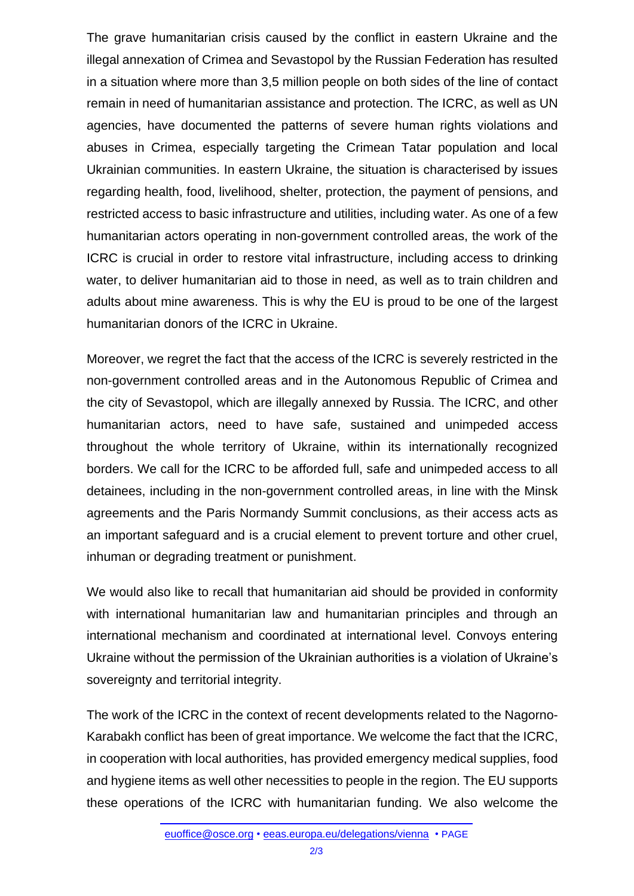The grave humanitarian crisis caused by the conflict in eastern Ukraine and the illegal annexation of Crimea and Sevastopol by the Russian Federation has resulted in a situation where more than 3,5 million people on both sides of the line of contact remain in need of humanitarian assistance and protection. The ICRC, as well as UN agencies, have documented the patterns of severe human rights violations and abuses in Crimea, especially targeting the Crimean Tatar population and local Ukrainian communities. In eastern Ukraine, the situation is characterised by issues regarding health, food, livelihood, shelter, protection, the payment of pensions, and restricted access to basic infrastructure and utilities, including water. As one of a few humanitarian actors operating in non-government controlled areas, the work of the ICRC is crucial in order to restore vital infrastructure, including access to drinking water, to deliver humanitarian aid to those in need, as well as to train children and adults about mine awareness. This is why the EU is proud to be one of the largest humanitarian donors of the ICRC in Ukraine.

Moreover, we regret the fact that the access of the ICRC is severely restricted in the non-government controlled areas and in the Autonomous Republic of Crimea and the city of Sevastopol, which are illegally annexed by Russia. The ICRC, and other humanitarian actors, need to have safe, sustained and unimpeded access throughout the whole territory of Ukraine, within its internationally recognized borders. We call for the ICRC to be afforded full, safe and unimpeded access to all detainees, including in the non-government controlled areas, in line with the Minsk agreements and the Paris Normandy Summit conclusions, as their access acts as an important safeguard and is a crucial element to prevent torture and other cruel, inhuman or degrading treatment or punishment.

We would also like to recall that humanitarian aid should be provided in conformity with international humanitarian law and humanitarian principles and through an international mechanism and coordinated at international level. Convoys entering Ukraine without the permission of the Ukrainian authorities is a violation of Ukraine's sovereignty and territorial integrity.

The work of the ICRC in the context of recent developments related to the Nagorno-Karabakh conflict has been of great importance. We welcome the fact that the ICRC, in cooperation with local authorities, has provided emergency medical supplies, food and hygiene items as well other necessities to people in the region. The EU supports these operations of the ICRC with humanitarian funding. We also welcome the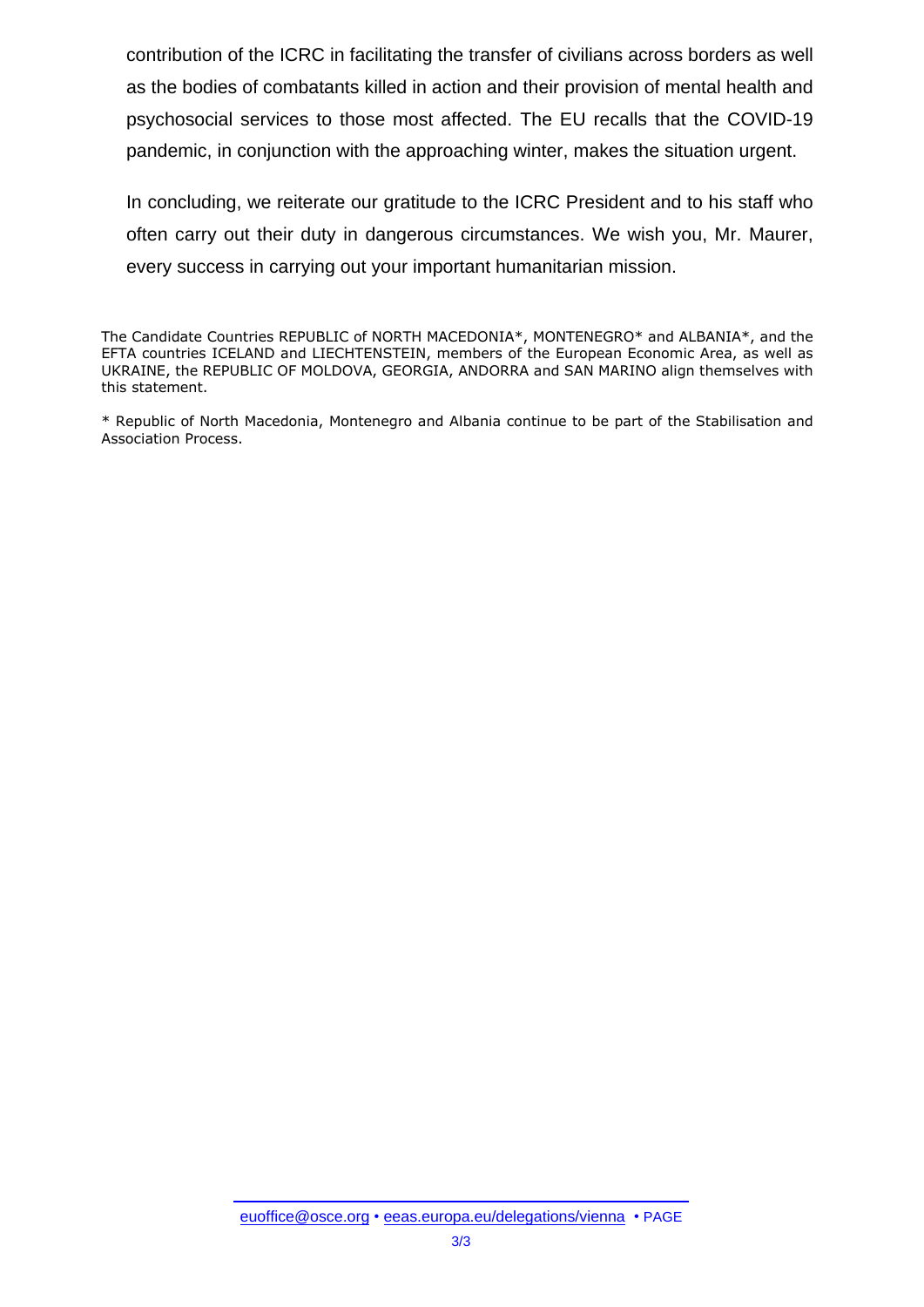contribution of the ICRC in facilitating the transfer of civilians across borders as well as the bodies of combatants killed in action and their provision of mental health and psychosocial services to those most affected. The EU recalls that the COVID-19 pandemic, in conjunction with the approaching winter, makes the situation urgent.

In concluding, we reiterate our gratitude to the ICRC President and to his staff who often carry out their duty in dangerous circumstances. We wish you, Mr. Maurer, every success in carrying out your important humanitarian mission.

The Candidate Countries REPUBLIC of NORTH MACEDONIA*, MONTENEGRO* and ALBANIA*, and the EFTA countries ICELAND and LIECHTENSTEIN, members of the European Economic Area, as well as UKRAINE, the REPUBLIC OF MOLDOVA, GEORGIA, ANDORRA and SAN MARINO align themselves with this statement.

* Republic of North Macedonia, Montenegro and Albania continue to be part of the Stabilisation and Association Process.